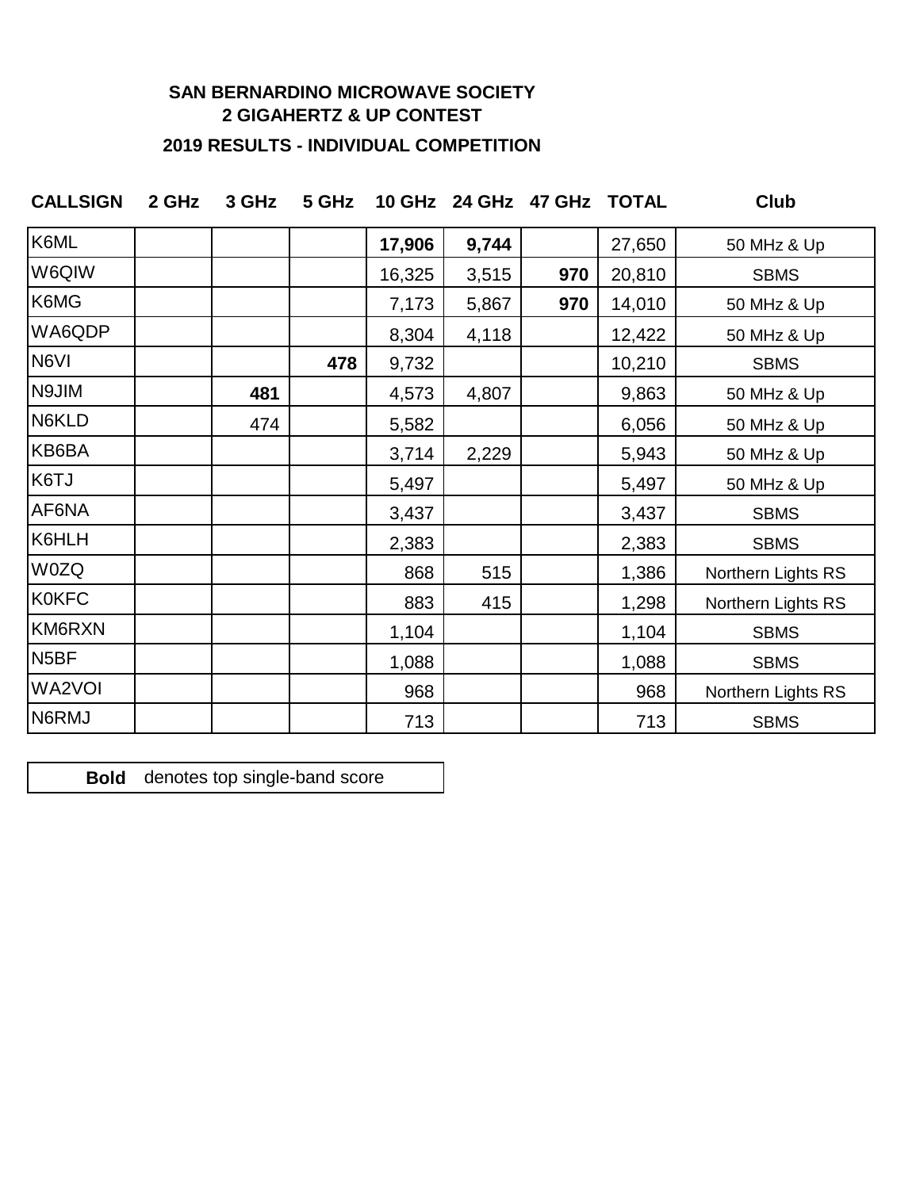# SAN BERNARDINO MICROWAVE SOCIETY
## 2 GIGAHERTZ & UP CONTEST
### 2019 RESULTS - INDIVIDUAL COMPETITION

| CALLSIGN | 2 GHz | 3 GHz | 5 GHz | 10 GHz | 24 GHz | 47 GHz | TOTAL | Club |
|---|---|---|---|---|---|---|---|---|
| K6ML | | | | **17,906** | **9,744** | | 27,650 | 50 MHz & Up |
| W6QIW | | | | 16,325 | 3,515 | **970** | 20,810 | SBMS |
| K6MG | | | | 7,173 | 5,867 | **970** | 14,010 | 50 MHz & Up |
| WA6QDP | | | | 8,304 | 4,118 | | 12,422 | 50 MHz & Up |
| N6VI | | | **478** | 9,732 | | | 10,210 | SBMS |
| N9JIM | | **481** | | 4,573 | 4,807 | | 9,863 | 50 MHz & Up |
| N6KLD | | 474 | | 5,582 | | | 6,056 | 50 MHz & Up |
| KB6BA | | | | 3,714 | 2,229 | | 5,943 | 50 MHz & Up |
| K6TJ | | | | 5,497 | | | 5,497 | 50 MHz & Up |
| AF6NA | | | | 3,437 | | | 3,437 | SBMS |
| K6HLH | | | | 2,383 | | | 2,383 | SBMS |
| W0ZQ | | | | 868 | 515 | | 1,386 | Northern Lights RS |
| K0KFC | | | | 883 | 415 | | 1,298 | Northern Lights RS |
| KM6RXN | | | | 1,104 | | | 1,104 | SBMS |
| N5BF | | | | 1,088 | | | 1,088 | SBMS |
| WA2VOI | | | | 968 | | | 968 | Northern Lights RS |
| N6RMJ | | | | 713 | | | 713 | SBMS |

**Bold** denotes top single-band score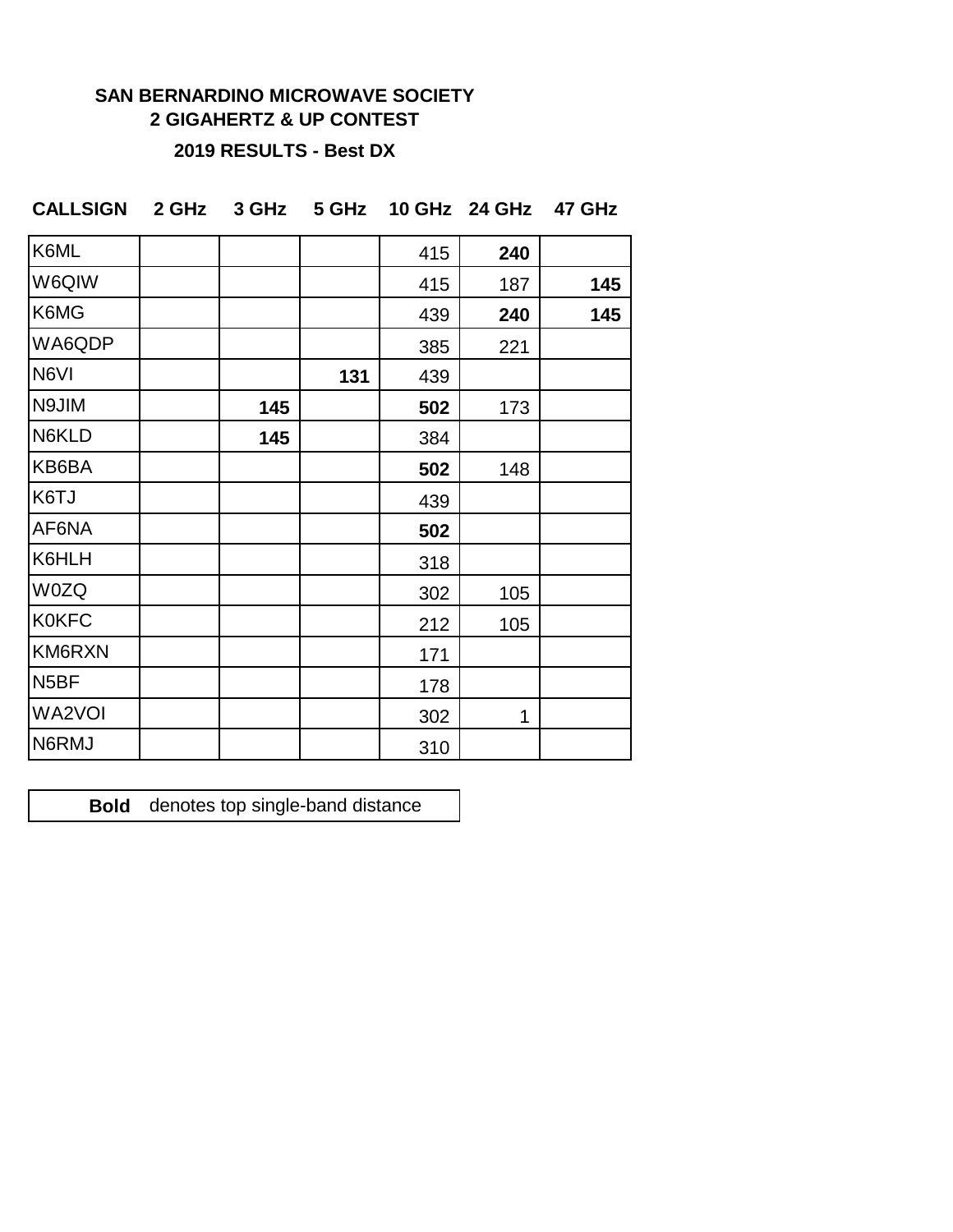**SAN BERNARDINO MICROWAVE SOCIETY**
**2 GIGAHERTZ & UP CONTEST**

**2019 RESULTS - Best DX**

| CALLSIGN | 2 GHz | 3 GHz | 5 GHz | 10 GHz | 24 GHz | 47 GHz |
|---|---|---|---|---|---|---|
| K6ML | | | | 415 | **240** | |
| W6QIW | | | | 415 | 187 | **145** |
| K6MG | | | | 439 | **240** | **145** |
| WA6QDP | | | | 385 | 221 | |
| N6VI | | | **131** | 439 | | |
| N9JIM | | **145** | | **502** | 173 | |
| N6KLD | | **145** | | 384 | | |
| KB6BA | | | | **502** | 148 | |
| K6TJ | | | | 439 | | |
| AF6NA | | | | **502** | | |
| K6HLH | | | | 318 | | |
| W0ZQ | | | | 302 | 105 | |
| K0KFC | | | | 212 | 105 | |
| KM6RXN | | | | 171 | | |
| N5BF | | | | 178 | | |
| WA2VOI | | | | 302 | 1 | |
| N6RMJ | | | | 310 | | |

**Bold** denotes top single-band distance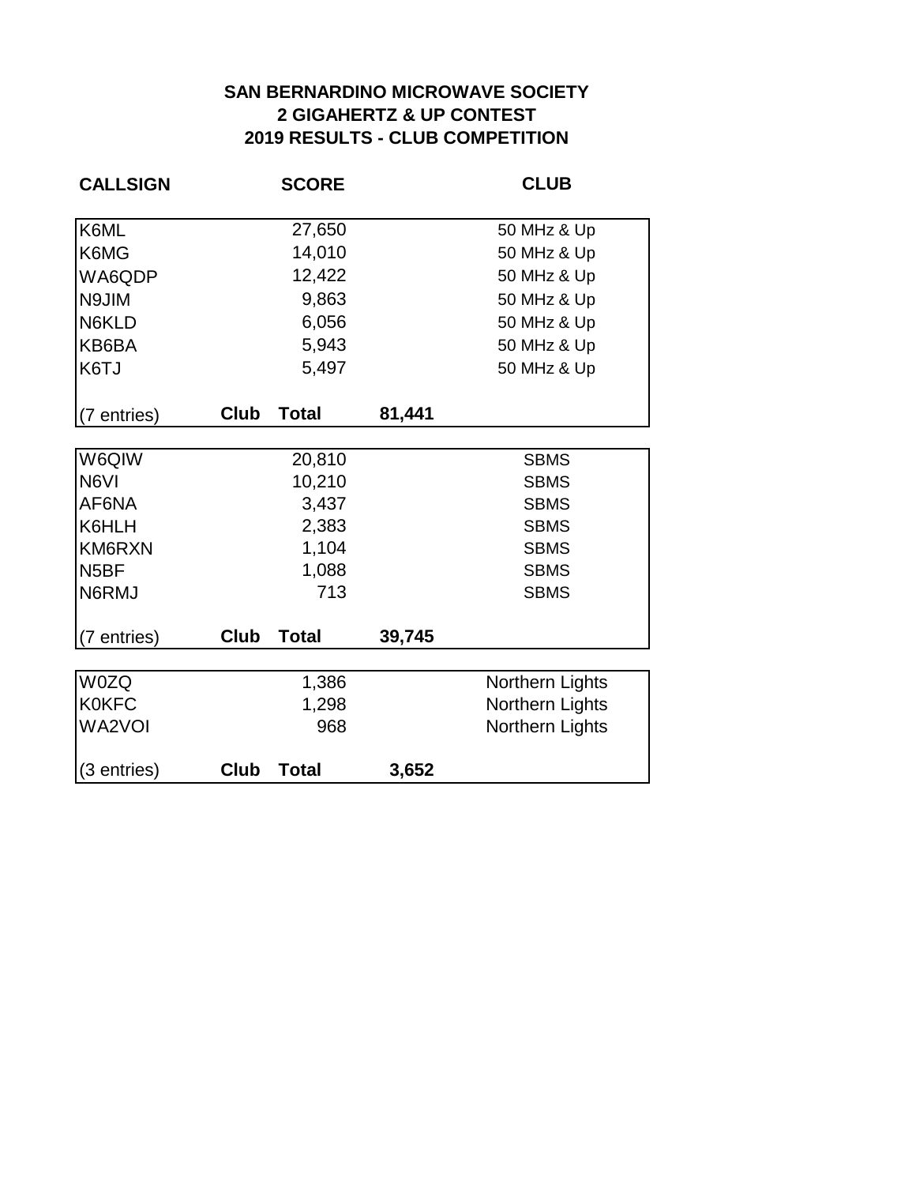# SAN BERNARDINO MICROWAVE SOCIETY
## 2 GIGAHERTZ & UP CONTEST
## 2019 RESULTS - CLUB COMPETITION

| CALLSIGN | SCORE | | CLUB |
|---|---|---|---|
| K6ML | 27,650 | | 50 MHz & Up |
| K6MG | 14,010 | | 50 MHz & Up |
| WA6QDP | 12,422 | | 50 MHz & Up |
| N9JIM | 9,863 | | 50 MHz & Up |
| N6KLD | 6,056 | | 50 MHz & Up |
| KB6BA | 5,943 | | 50 MHz & Up |
| K6TJ | 5,497 | | 50 MHz & Up |
| (7 entries) | **Club Total** | **81,441** | |
| W6QIW | 20,810 | | SBMS |
| N6VI | 10,210 | | SBMS |
| AF6NA | 3,437 | | SBMS |
| K6HLH | 2,383 | | SBMS |
| KM6RXN | 1,104 | | SBMS |
| N5BF | 1,088 | | SBMS |
| N6RMJ | 713 | | SBMS |
| (7 entries) | **Club Total** | **39,745** | |
| W0ZQ | 1,386 | | Northern Lights |
| K0KFC | 1,298 | | Northern Lights |
| WA2VOI | 968 | | Northern Lights |
| (3 entries) | **Club Total** | **3,652** | |